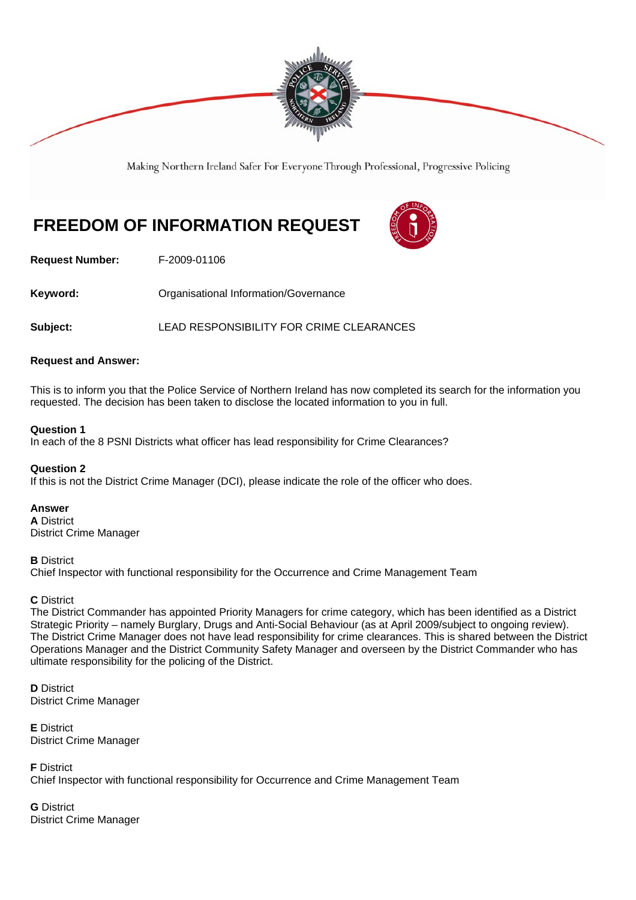Making Northern Ireland Safer For Everyone Through Professional, Progressive Policing

# FREEDOM OF INFORMATION REQUEST

**Request Number:** F-2009-01106

**Keyword:** Organisational Information/Governance

**Subject:** LEAD RESPONSIBILITY FOR CRIME CLEARANCES

**Request and Answer:**

This is to inform you that the Police Service of Northern Ireland has now completed its search for the information you requested. The decision has been taken to disclose the located information to you in full.

**Question 1**
In each of the 8 PSNI Districts what officer has lead responsibility for Crime Clearances?

**Question 2**
If this is not the District Crime Manager (DCI), please indicate the role of the officer who does.

**Answer**
**A** District
District Crime Manager

**B** District
Chief Inspector with functional responsibility for the Occurrence and Crime Management Team

**C** District
The District Commander has appointed Priority Managers for crime category, which has been identified as a District Strategic Priority – namely Burglary, Drugs and Anti-Social Behaviour (as at April 2009/subject to ongoing review). The District Crime Manager does not have lead responsibility for crime clearances. This is shared between the District Operations Manager and the District Community Safety Manager and overseen by the District Commander who has ultimate responsibility for the policing of the District.

**D** District
District Crime Manager

**E** District
District Crime Manager

**F** District
Chief Inspector with functional responsibility for Occurrence and Crime Management Team

**G** District
District Crime Manager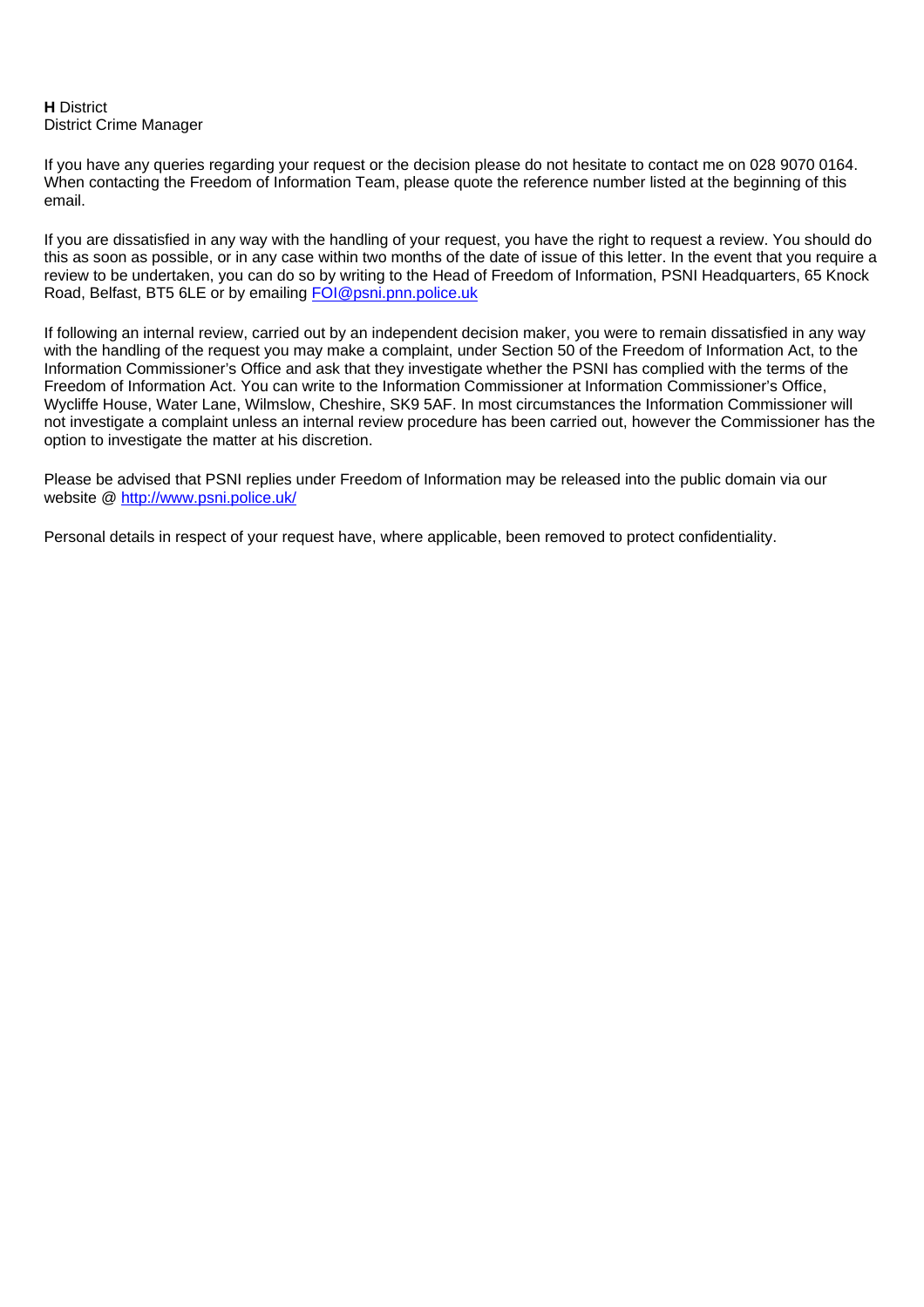**H** District
District Crime Manager

If you have any queries regarding your request or the decision please do not hesitate to contact me on 028 9070 0164. When contacting the Freedom of Information Team, please quote the reference number listed at the beginning of this email.

If you are dissatisfied in any way with the handling of your request, you have the right to request a review. You should do this as soon as possible, or in any case within two months of the date of issue of this letter. In the event that you require a review to be undertaken, you can do so by writing to the Head of Freedom of Information, PSNI Headquarters, 65 Knock Road, Belfast, BT5 6LE or by emailing FOI@psni.pnn.police.uk

If following an internal review, carried out by an independent decision maker, you were to remain dissatisfied in any way with the handling of the request you may make a complaint, under Section 50 of the Freedom of Information Act, to the Information Commissioner's Office and ask that they investigate whether the PSNI has complied with the terms of the Freedom of Information Act. You can write to the Information Commissioner at Information Commissioner's Office, Wycliffe House, Water Lane, Wilmslow, Cheshire, SK9 5AF. In most circumstances the Information Commissioner will not investigate a complaint unless an internal review procedure has been carried out, however the Commissioner has the option to investigate the matter at his discretion.

Please be advised that PSNI replies under Freedom of Information may be released into the public domain via our website @ http://www.psni.police.uk/

Personal details in respect of your request have, where applicable, been removed to protect confidentiality.